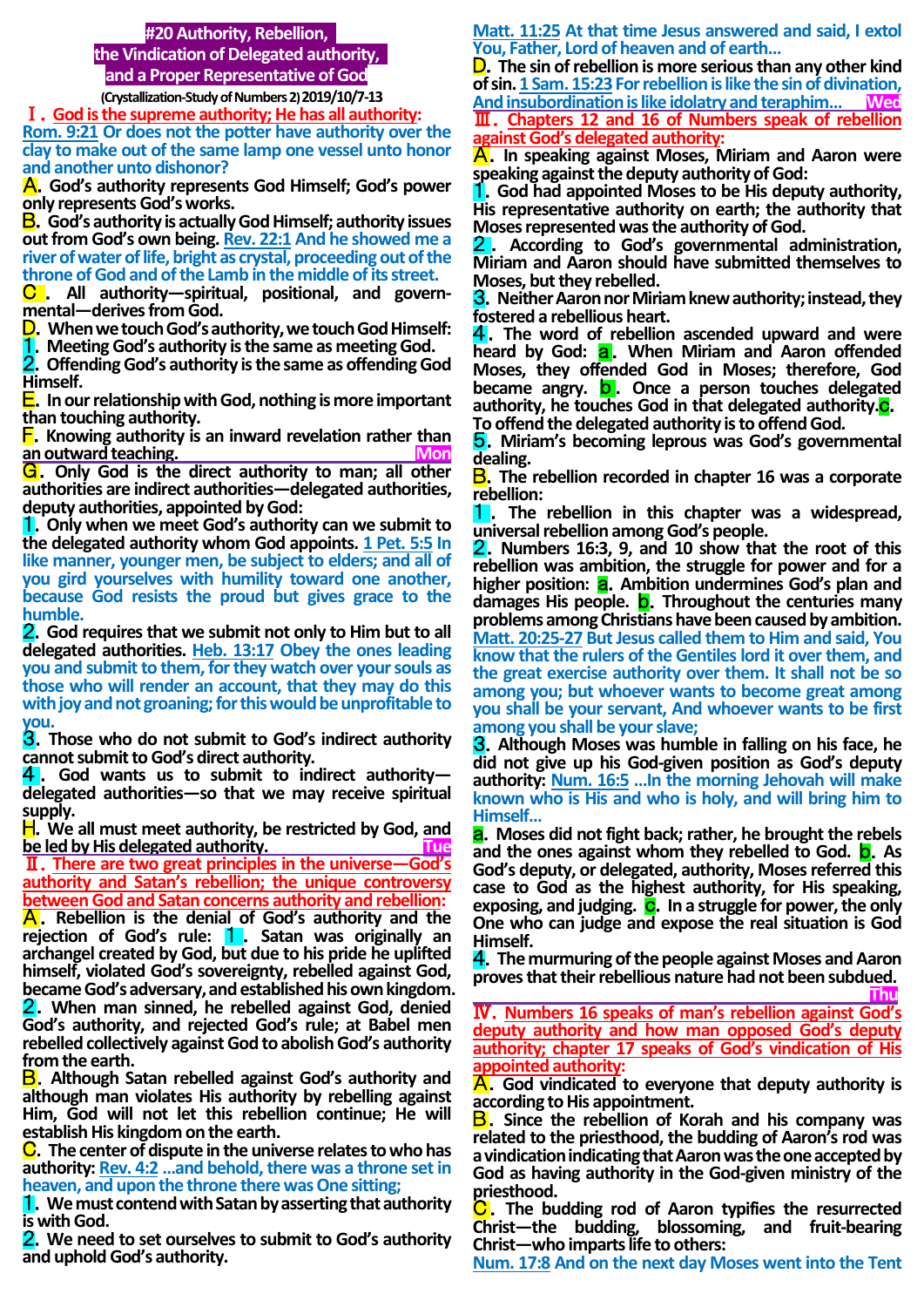# #20 Authority, Rebellion, the Vindication of Delegated authority, and a Proper Representative of God

**(Crystallization-Study of Numbers 2) 2019/10/7-13**

## Ⅰ. God is the supreme authority; He has all authority:

**Rom. 9:21** Or does not the potter have authority over the clay to make out of the same lamp one vessel unto honor and another unto dishonor?

**A.** God's authority represents God Himself; God's power only represents God's works.

**B.** God's authority is actually God Himself; authority issues out from God's own being. **Rev. 22:1** And he showed me a river of water of life, bright as crystal, proceeding out of the throne of God and of the Lamb in the middle of its street.

**C.** All authority—spiritual, positional, and governmental—derives from God.

**D.** When we touch God's authority, we touch God Himself:

**1.** Meeting God's authority is the same as meeting God.

**2.** Offending God's authority is the same as offending God Himself.

**E.** In our relationship with God, nothing is more important than touching authority.

**F.** Knowing authority is an inward revelation rather than an outward teaching. **Mon**

**G.** Only God is the direct authority to man; all other authorities are indirect authorities—delegated authorities, deputy authorities, appointed by God:

**1.** Only when we meet God's authority can we submit to the delegated authority whom God appoints. **1 Pet. 5:5** In like manner, younger men, be subject to elders; and all of you gird yourselves with humility toward one another, because God resists the proud but gives grace to the humble.

**2.** God requires that we submit not only to Him but to all delegated authorities. **Heb. 13:17** Obey the ones leading you and submit to them, for they watch over your souls as those who will render an account, that they may do this with joy and not groaning; for this would be unprofitable to you.

**3.** Those who do not submit to God's indirect authority cannot submit to God's direct authority.

**4.** God wants us to submit to indirect authority—delegated authorities—so that we may receive spiritual supply.

**H.** We all must meet authority, be restricted by God, and be led by His delegated authority. **Tue**

## Ⅱ. There are two great principles in the universe—God's authority and Satan's rebellion; the unique controversy between God and Satan concerns authority and rebellion:

**A.** Rebellion is the denial of God's authority and the rejection of God's rule: **1.** Satan was originally an archangel created by God, but due to his pride he uplifted himself, violated God's sovereignty, rebelled against God, became God's adversary, and established his own kingdom.

**2.** When man sinned, he rebelled against God, denied God's authority, and rejected God's rule; at Babel men rebelled collectively against God to abolish God's authority from the earth.

**B.** Although Satan rebelled against God's authority and although man violates His authority by rebelling against Him, God will not let this rebellion continue; He will establish His kingdom on the earth.

**C.** The center of dispute in the universe relates to who has authority: **Rev. 4:2** ...and behold, there was a throne set in heaven, and upon the throne there was One sitting;

**1.** We must contend with Satan by asserting that authority is with God.

**2.** We need to set ourselves to submit to God's authority and uphold God's authority.

**Matt. 11:25** At that time Jesus answered and said, I extol You, Father, Lord of heaven and of earth...

**D.** The sin of rebellion is more serious than any other kind of sin. **1 Sam. 15:23** For rebellion is like the sin of divination, And insubordination is like idolatry and teraphim... **Wed**

## Ⅲ. Chapters 12 and 16 of Numbers speak of rebellion against God's delegated authority:

**A.** In speaking against Moses, Miriam and Aaron were speaking against the deputy authority of God:

**1.** God had appointed Moses to be His deputy authority, His representative authority on earth; the authority that Moses represented was the authority of God.

**2.** According to God's governmental administration, Miriam and Aaron should have submitted themselves to Moses, but they rebelled.

**3.** Neither Aaron nor Miriam knew authority; instead, they fostered a rebellious heart.

**4.** The word of rebellion ascended upward and were heard by God: **a.** When Miriam and Aaron offended Moses, they offended God in Moses; therefore, God became angry. **b.** Once a person touches delegated authority, he touches God in that delegated authority. **c.** To offend the delegated authority is to offend God.

**5.** Miriam's becoming leprous was God's governmental dealing.

**B.** The rebellion recorded in chapter 16 was a corporate rebellion:

**1.** The rebellion in this chapter was a widespread, universal rebellion among God's people.

**2.** Numbers 16:3, 9, and 10 show that the root of this rebellion was ambition, the struggle for power and for a higher position: **a.** Ambition undermines God's plan and damages His people. **b.** Throughout the centuries many problems among Christians have been caused by ambition. **Matt. 20:25-27** But Jesus called them to Him and said, You know that the rulers of the Gentiles lord it over them, and the great exercise authority over them. It shall not be so among you; but whoever wants to become great among you shall be your servant, And whoever wants to be first among you shall be your slave;

**3.** Although Moses was humble in falling on his face, he did not give up his God-given position as God's deputy authority: **Num. 16:5** ...In the morning Jehovah will make known who is His and who is holy, and will bring him to Himself...

**a.** Moses did not fight back; rather, he brought the rebels and the ones against whom they rebelled to God. **b.** As God's deputy, or delegated, authority, Moses referred this case to God as the highest authority, for His speaking, exposing, and judging. **c.** In a struggle for power, the only One who can judge and expose the real situation is God Himself.

**4.** The murmuring of the people against Moses and Aaron proves that their rebellious nature had not been subdued. **Thu**

## Ⅳ. Numbers 16 speaks of man's rebellion against God's deputy authority and how man opposed God's deputy authority; chapter 17 speaks of God's vindication of His appointed authority:

**A.** God vindicated to everyone that deputy authority is according to His appointment.

**B.** Since the rebellion of Korah and his company was related to the priesthood, the budding of Aaron's rod was a vindication indicating that Aaron was the one accepted by God as having authority in the God-given ministry of the priesthood.

**C.** The budding rod of Aaron typifies the resurrected Christ—the budding, blossoming, and fruit-bearing Christ—who imparts life to others:

**Num. 17:8** And on the next day Moses went into the Tent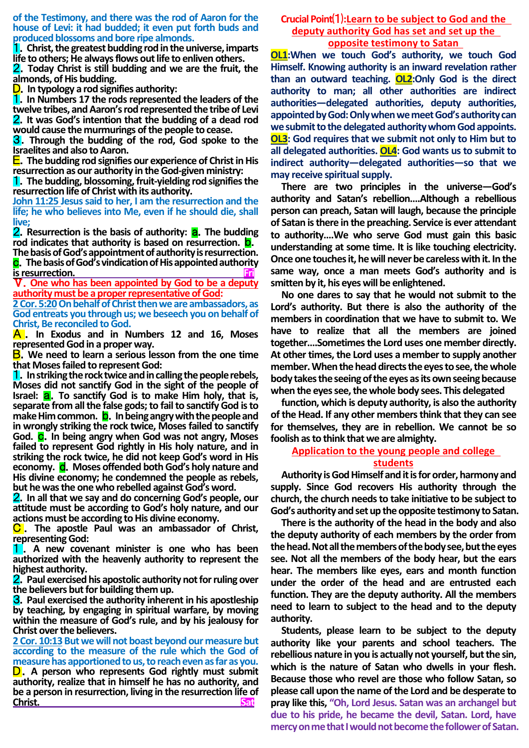of the Testimony, and there was the rod of Aaron for the house of Levi: it had budded; it even put forth buds and produced blossoms and bore ripe almonds.

1. Christ, the greatest budding rod in the universe, imparts life to others; He always flows out life to enliven others.

2. Today Christ is still budding and we are the fruit, the almonds, of His budding.

D. In typology a rod signifies authority:

1. In Numbers 17 the rods represented the leaders of the twelve tribes, and Aaron's rod represented the tribe of Levi

2. It was God's intention that the budding of a dead rod would cause the murmurings of the people to cease.

3. Through the budding of the rod, God spoke to the Israelites and also to Aaron.

E. The budding rod signifies our experience of Christ in His resurrection as our authority in the God-given ministry:

1. The budding, blossoming, fruit-yielding rod signifies the resurrection life of Christ with its authority.

John 11:25 Jesus said to her, I am the resurrection and the life; he who believes into Me, even if he should die, shall live;

2. Resurrection is the basis of authority: a. The budding rod indicates that authority is based on resurrection. b. The basis of God's appointment of authority is resurrection. c. The basis of God's vindication of His appointed authority is resurrection. Fri

V. One who has been appointed by God to be a deputy authority must be a proper representative of God:

2 Cor. 5:20 On behalf of Christ then we are ambassadors, as God entreats you through us; we beseech you on behalf of Christ, Be reconciled to God.

A. In Exodus and in Numbers 12 and 16, Moses represented God in a proper way.

B. We need to learn a serious lesson from the one time that Moses failed to represent God:

1. In striking the rock twice and in calling the people rebels, Moses did not sanctify God in the sight of the people of Israel: a. To sanctify God is to make Him holy, that is, separate from all the false gods; to fail to sanctify God is to make Him common. b. In being angry with the people and in wrongly striking the rock twice, Moses failed to sanctify God. c. In being angry when God was not angry, Moses failed to represent God rightly in His holy nature, and in striking the rock twice, he did not keep God's word in His economy. d. Moses offended both God's holy nature and His divine economy; he condemned the people as rebels, but he was the one who rebelled against God's word.

2. In all that we say and do concerning God's people, our attitude must be according to God's holy nature, and our actions must be according to His divine economy.

C. The apostle Paul was an ambassador of Christ, representing God:

1. A new covenant minister is one who has been authorized with the heavenly authority to represent the highest authority.

2. Paul exercised his apostolic authority not for ruling over the believers but for building them up.

3. Paul exercised the authority inherent in his apostleship by teaching, by engaging in spiritual warfare, by moving within the measure of God's rule, and by his jealousy for Christ over the believers.

2 Cor. 10:13 But we will not boast beyond our measure but according to the measure of the rule which the God of measure has apportioned to us, to reach even as far as you.

D. A person who represents God rightly must submit authority, realize that in himself he has no authority, and be a person in resurrection, living in the resurrection life of Christ. Sat

## Crucial Point⑴: Learn to be subject to God and the deputy authority God has set and set up the opposite testimony to Satan

**OL1**: When we touch God's authority, we touch God Himself. Knowing authority is an inward revelation rather than an outward teaching. **OL2**: Only God is the direct authority to man; all other authorities are indirect authorities—delegated authorities, deputy authorities, appointed by God: Only when we meet God's authority can we submit to the delegated authority whom God appoints. **OL3**: God requires that we submit not only to Him but to all delegated authorities. **OL4**: God wants us to submit to indirect authority—delegated authorities—so that we may receive spiritual supply.

There are two principles in the universe—God's authority and Satan's rebellion....Although a rebellious person can preach, Satan will laugh, because the principle of Satan is there in the preaching. Service is ever attendant to authority....We who serve God must gain this basic understanding at some time. It is like touching electricity. Once one touches it, he will never be careless with it. In the same way, once a man meets God's authority and is smitten by it, his eyes will be enlightened.

No one dares to say that he would not submit to the Lord's authority. But there is also the authority of the members in coordination that we have to submit to. We have to realize that all the members are joined together....Sometimes the Lord uses one member directly. At other times, the Lord uses a member to supply another member. When the head directs the eyes to see, the whole body takes the seeing of the eyes as its own seeing because when the eyes see, the whole body sees. This delegated function, which is deputy authority, is also the authority of the Head. If any other members think that they can see for themselves, they are in rebellion. We cannot be so foolish as to think that we are almighty.

### Application to the young people and college students

Authority is God Himself and it is for order, harmony and supply. Since God recovers His authority through the church, the church needs to take initiative to be subject to God's authority and set up the opposite testimony to Satan.

There is the authority of the head in the body and also the deputy authority of each members by the order from the head. Not all the members of the body see, but the eyes see. Not all the members of the body hear, but the ears hear. The members like eyes, ears and month function under the order of the head and are entrusted each function. They are the deputy authority. All the members need to learn to subject to the head and to the deputy authority.

Students, please learn to be subject to the deputy authority like your parents and school teachers. The rebellious nature in you is actually not yourself, but the sin, which is the nature of Satan who dwells in your flesh. Because those who revel are those who follow Satan, so please call upon the name of the Lord and be desperate to pray like this, "Oh, Lord Jesus. Satan was an archangel but due to his pride, he became the devil, Satan. Lord, have mercy on me that I would not become the follower of Satan.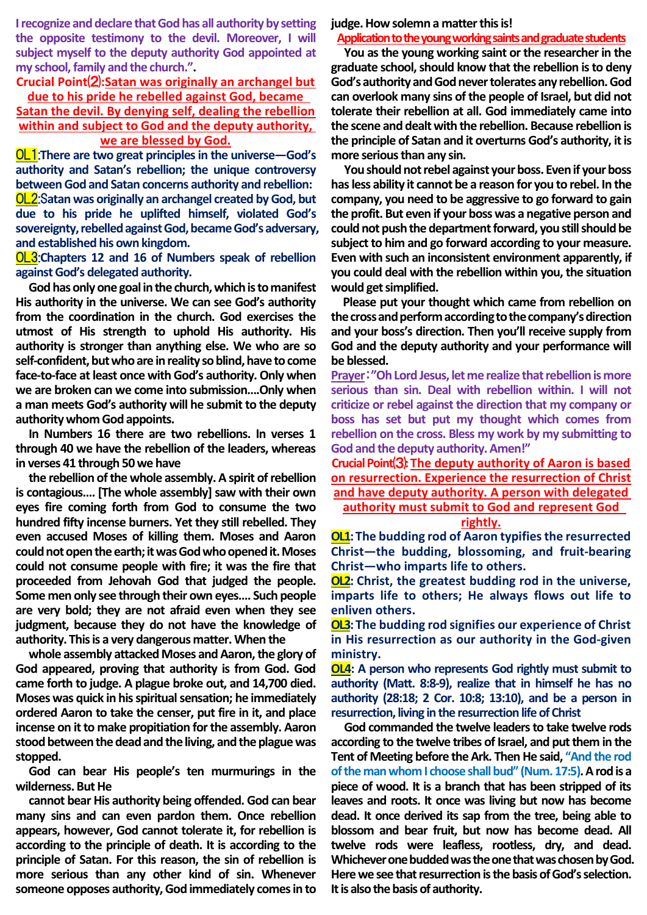**I recognize and declare that God has all authority by setting the opposite testimony to the devil. Moreover, I will subject myself to the deputy authority God appointed at my school, family and the church.".**

**Crucial Point⑵:Satan was originally an archangel but due to his pride he rebelled against God, became Satan the devil. By denying self, dealing the rebellion within and subject to God and the deputy authority, we are blessed by God.**

**OL1:There are two great principles in the universe—God's authority and Satan's rebellion; the unique controversy between God and Satan concerns authority and rebellion:**

**OL2:Satan was originally an archangel created by God, but due to his pride he uplifted himself, violated God's sovereignty, rebelled against God, became God's adversary, and established his own kingdom.**

**OL3:Chapters 12 and 16 of Numbers speak of rebellion against God's delegated authority.**

God has only one goal in the church, which is to manifest His authority in the universe. We can see God's authority from the coordination in the church. God exercises the utmost of His strength to uphold His authority. His authority is stronger than anything else. We who are so self-confident, but who are in reality so blind, have to come face-to-face at least once with God's authority. Only when we are broken can we come into submission....Only when a man meets God's authority will he submit to the deputy authority whom God appoints.

In Numbers 16 there are two rebellions. In verses 1 through 40 we have the rebellion of the leaders, whereas in verses 41 through 50 we have the rebellion of the whole assembly. A spirit of rebellion is contagious.... [The whole assembly] saw with their own eyes fire coming forth from God to consume the two hundred fifty incense burners. Yet they still rebelled. They even accused Moses of killing them. Moses and Aaron could not open the earth; it was God who opened it. Moses could not consume people with fire; it was the fire that proceeded from Jehovah God that judged the people. Some men only see through their own eyes.... Such people are very bold; they are not afraid even when they see judgment, because they do not have the knowledge of authority. This is a very dangerous matter. When the whole assembly attacked Moses and Aaron, the glory of God appeared, proving that authority is from God. God came forth to judge. A plague broke out, and 14,700 died. Moses was quick in his spiritual sensation; he immediately ordered Aaron to take the censer, put fire in it, and place incense on it to make propitiation for the assembly. Aaron stood between the dead and the living, and the plague was stopped.

God can bear His people's ten murmurings in the wilderness. But He cannot bear His authority being offended. God can bear many sins and can even pardon them. Once rebellion appears, however, God cannot tolerate it, for rebellion is according to the principle of death. It is according to the principle of Satan. For this reason, the sin of rebellion is more serious than any other kind of sin. Whenever someone opposes authority, God immediately comes in to judge. How solemn a matter this is!

**Application to the young working saints and graduate students**

You as the young working saint or the researcher in the graduate school, should know that the rebellion is to deny God's authority and God never tolerates any rebellion. God can overlook many sins of the people of Israel, but did not tolerate their rebellion at all. God immediately came into the scene and dealt with the rebellion. Because rebellion is the principle of Satan and it overturns God's authority, it is more serious than any sin.

You should not rebel against your boss. Even if your boss has less ability it cannot be a reason for you to rebel. In the company, you need to be aggressive to go forward to gain the profit. But even if your boss was a negative person and could not push the department forward, you still should be subject to him and go forward according to your measure. Even with such an inconsistent environment apparently, if you could deal with the rebellion within you, the situation would get simplified.

Please put your thought which came from rebellion on the cross and perform according to the company's direction and your boss's direction. Then you'll receive supply from God and the deputy authority and your performance will be blessed.

**Prayer:"Oh Lord Jesus, let me realize that rebellion is more serious than sin. Deal with rebellion within. I will not criticize or rebel against the direction that my company or boss has set but put my thought which comes from rebellion on the cross. Bless my work by my submitting to God and the deputy authority. Amen!"**

**Crucial Point⑶: The deputy authority of Aaron is based on resurrection. Experience the resurrection of Christ and have deputy authority. A person with delegated authority must submit to God and represent God rightly.**

**OL1: The budding rod of Aaron typifies the resurrected Christ—the budding, blossoming, and fruit-bearing Christ—who imparts life to others.**

**OL2: Christ, the greatest budding rod in the universe, imparts life to others; He always flows out life to enliven others.**

**OL3: The budding rod signifies our experience of Christ in His resurrection as our authority in the God-given ministry.**

**OL4: A person who represents God rightly must submit to authority (Matt. 8:8-9), realize that in himself he has no authority (28:18; 2 Cor. 10:8; 13:10), and be a person in resurrection, living in the resurrection life of Christ**

God commanded the twelve leaders to take twelve rods according to the twelve tribes of Israel, and put them in the Tent of Meeting before the Ark. Then He said, **"And the rod of the man whom I choose shall bud" (Num. 17:5).** A rod is a piece of wood. It is a branch that has been stripped of its leaves and roots. It once was living but now has become dead. It once derived its sap from the tree, being able to blossom and bear fruit, but now has become dead. All twelve rods were leafless, rootless, dry, and dead. Whichever one budded was the one that was chosen by God. Here we see that resurrection is the basis of God's selection. It is also the basis of authority.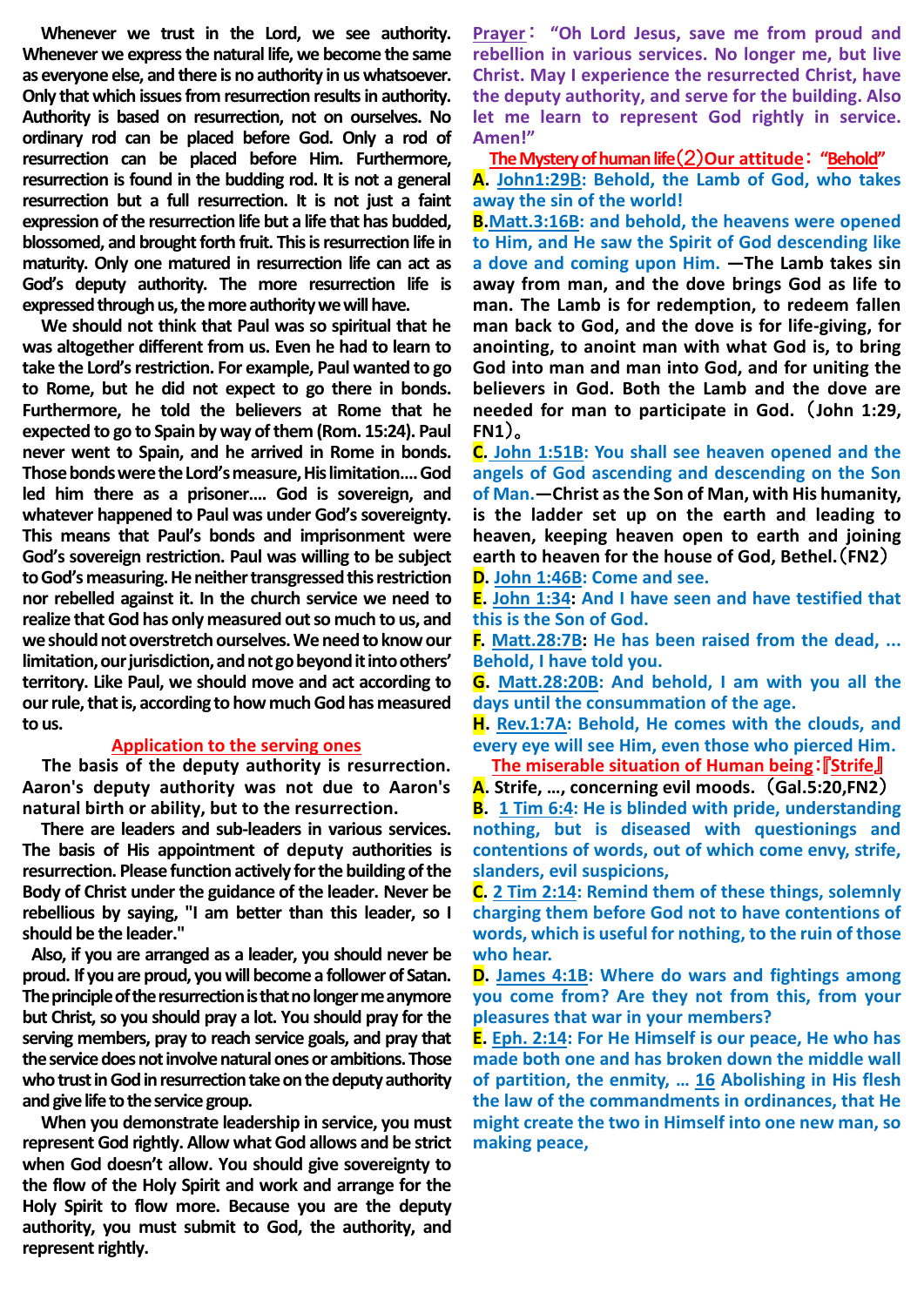Whenever we trust in the Lord, we see authority. Whenever we express the natural life, we become the same as everyone else, and there is no authority in us whatsoever. Only that which issues from resurrection results in authority. Authority is based on resurrection, not on ourselves. No ordinary rod can be placed before God. Only a rod of resurrection can be placed before Him. Furthermore, resurrection is found in the budding rod. It is not a general resurrection but a full resurrection. It is not just a faint expression of the resurrection life but a life that has budded, blossomed, and brought forth fruit. This is resurrection life in maturity. Only one matured in resurrection life can act as God's deputy authority. The more resurrection life is expressed through us, the more authority we will have.

We should not think that Paul was so spiritual that he was altogether different from us. Even he had to learn to take the Lord's restriction. For example, Paul wanted to go to Rome, but he did not expect to go there in bonds. Furthermore, he told the believers at Rome that he expected to go to Spain by way of them (Rom. 15:24). Paul never went to Spain, and he arrived in Rome in bonds. Those bonds were the Lord's measure, His limitation.... God led him there as a prisoner.... God is sovereign, and whatever happened to Paul was under God's sovereignty. This means that Paul's bonds and imprisonment were God's sovereign restriction. Paul was willing to be subject to God's measuring. He neither transgressed this restriction nor rebelled against it. In the church service we need to realize that God has only measured out so much to us, and we should not overstretch ourselves. We need to know our limitation, our jurisdiction, and not go beyond it into others' territory. Like Paul, we should move and act according to our rule, that is, according to how much God has measured to us.

## Application to the serving ones

The basis of the deputy authority is resurrection. Aaron's deputy authority was not due to Aaron's natural birth or ability, but to the resurrection.

There are leaders and sub-leaders in various services. The basis of His appointment of deputy authorities is resurrection. Please function actively for the building of the Body of Christ under the guidance of the leader. Never be rebellious by saying, "I am better than this leader, so I should be the leader."

Also, if you are arranged as a leader, you should never be proud. If you are proud, you will become a follower of Satan. The principle of the resurrection is that no longer me anymore but Christ, so you should pray a lot. You should pray for the serving members, pray to reach service goals, and pray that the service does not involve natural ones or ambitions. Those who trust in God in resurrection take on the deputy authority and give life to the service group.

When you demonstrate leadership in service, you must represent God rightly. Allow what God allows and be strict when God doesn't allow. You should give sovereignty to the flow of the Holy Spirit and work and arrange for the Holy Spirit to flow more. Because you are the deputy authority, you must submit to God, the authority, and represent rightly.

**Prayer： "Oh Lord Jesus, save me from proud and rebellion in various services. No longer me, but live Christ. May I experience the resurrected Christ, have the deputy authority, and serve for the building. Also let me learn to represent God rightly in service. Amen!"**

## The Mystery of human life（2）Our attitude："Behold"

**A.** **John1:29B**: Behold, the Lamb of God, who takes away the sin of the world!

**B.** **Matt.3:16B**: and behold, the heavens were opened to Him, and He saw the Spirit of God descending like a dove and coming upon Him. —The Lamb takes sin away from man, and the dove brings God as life to man. The Lamb is for redemption, to redeem fallen man back to God, and the dove is for life-giving, for anointing, to anoint man with what God is, to bring God into man and man into God, and for uniting the believers in God. Both the Lamb and the dove are needed for man to participate in God.（John 1:29, FN1）。

**C.** **John 1:51B**: You shall see heaven opened and the angels of God ascending and descending on the Son of Man.—Christ as the Son of Man, with His humanity, is the ladder set up on the earth and leading to heaven, keeping heaven open to earth and joining earth to heaven for the house of God, Bethel.（FN2）

**D.** **John 1:46B**: Come and see.

**E.** **John 1:34**: And I have seen and have testified that this is the Son of God.

**F.** **Matt.28:7B**: He has been raised from the dead, ... Behold, I have told you.

**G.** **Matt.28:20B**: And behold, I am with you all the days until the consummation of the age.

**H.** **Rev.1:7A**: Behold, He comes with the clouds, and every eye will see Him, even those who pierced Him.

## The miserable situation of Human being：『Strife』

**A.** Strife, ..., concerning evil moods.（Gal.5:20,FN2）

**B.** **1 Tim 6:4**: He is blinded with pride, understanding nothing, but is diseased with questionings and contentions of words, out of which come envy, strife, slanders, evil suspicions,

**C.** **2 Tim 2:14**: Remind them of these things, solemnly charging them before God not to have contentions of words, which is useful for nothing, to the ruin of those who hear.

**D.** **James 4:1B**: Where do wars and fightings among you come from? Are they not from this, from your pleasures that war in your members?

**E.** **Eph. 2:14**: For He Himself is our peace, He who has made both one and has broken down the middle wall of partition, the enmity, … **16** Abolishing in His flesh the law of the commandments in ordinances, that He might create the two in Himself into one new man, so making peace,